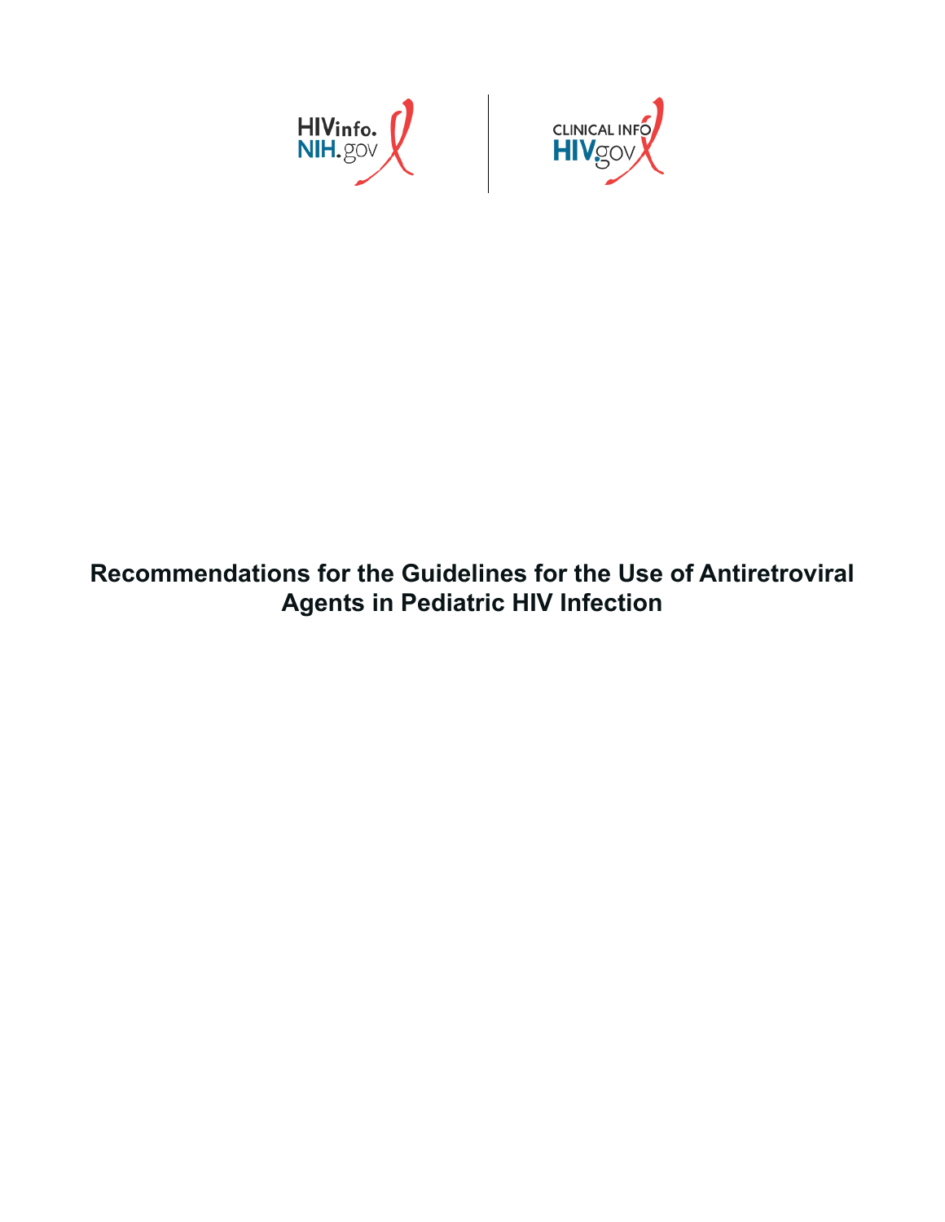# Recommendations for the Guidelines for the Use of Antiretroviral Agents in Pediatric HIV Infection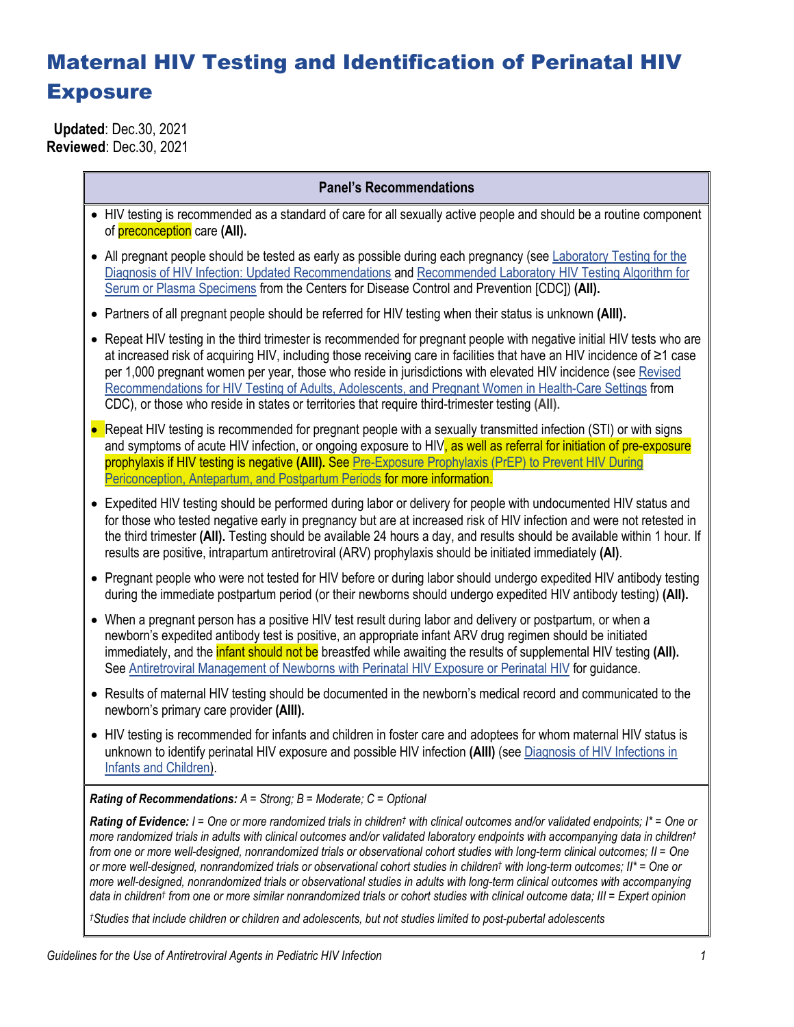# Maternal HIV Testing and Identification of Perinatal HIV Exposure

**Updated**: Dec.30, 2021
**Reviewed**: Dec.30, 2021

**Panel's Recommendations**

- HIV testing is recommended as a standard of care for all sexually active people and should be a routine component of preconception care **(AII).**
- All pregnant people should be tested as early as possible during each pregnancy (see Laboratory Testing for the Diagnosis of HIV Infection: Updated Recommendations and Recommended Laboratory HIV Testing Algorithm for Serum or Plasma Specimens from the Centers for Disease Control and Prevention [CDC]) **(AII).**
- Partners of all pregnant people should be referred for HIV testing when their status is unknown **(AIII).**
- Repeat HIV testing in the third trimester is recommended for pregnant people with negative initial HIV tests who are at increased risk of acquiring HIV, including those receiving care in facilities that have an HIV incidence of ≥1 case per 1,000 pregnant women per year, those who reside in jurisdictions with elevated HIV incidence (see Revised Recommendations for HIV Testing of Adults, Adolescents, and Pregnant Women in Health-Care Settings from CDC), or those who reside in states or territories that require third-trimester testing **(AII)**.
- Repeat HIV testing is recommended for pregnant people with a sexually transmitted infection (STI) or with signs and symptoms of acute HIV infection, or ongoing exposure to HIV, as well as referral for initiation of pre-exposure prophylaxis if HIV testing is negative **(AIII).** See Pre-Exposure Prophylaxis (PrEP) to Prevent HIV During Periconception, Antepartum, and Postpartum Periods for more information.
- Expedited HIV testing should be performed during labor or delivery for people with undocumented HIV status and for those who tested negative early in pregnancy but are at increased risk of HIV infection and were not retested in the third trimester **(AII).** Testing should be available 24 hours a day, and results should be available within 1 hour. If results are positive, intrapartum antiretroviral (ARV) prophylaxis should be initiated immediately **(AI)**.
- Pregnant people who were not tested for HIV before or during labor should undergo expedited HIV antibody testing during the immediate postpartum period (or their newborns should undergo expedited HIV antibody testing) **(AII).**
- When a pregnant person has a positive HIV test result during labor and delivery or postpartum, or when a newborn's expedited antibody test is positive, an appropriate infant ARV drug regimen should be initiated immediately, and the infant should not be breastfed while awaiting the results of supplemental HIV testing **(AII).** See Antiretroviral Management of Newborns with Perinatal HIV Exposure or Perinatal HIV for guidance.
- Results of maternal HIV testing should be documented in the newborn's medical record and communicated to the newborn's primary care provider **(AIII).**
- HIV testing is recommended for infants and children in foster care and adoptees for whom maternal HIV status is unknown to identify perinatal HIV exposure and possible HIV infection **(AIII)** (see Diagnosis of HIV Infections in Infants and Children).

***Rating of Recommendations:*** *A = Strong; B = Moderate; C = Optional*

***Rating of Evidence:*** *I = One or more randomized trials in children† with clinical outcomes and/or validated endpoints; I\* = One or more randomized trials in adults with clinical outcomes and/or validated laboratory endpoints with accompanying data in children† from one or more well-designed, nonrandomized trials or observational cohort studies with long-term clinical outcomes; II = One or more well-designed, nonrandomized trials or observational cohort studies in children† with long-term outcomes; II\* = One or more well-designed, nonrandomized trials or observational studies in adults with long-term clinical outcomes with accompanying data in children† from one or more similar nonrandomized trials or cohort studies with clinical outcome data; III = Expert opinion*

*†Studies that include children or children and adolescents, but not studies limited to post-pubertal adolescents*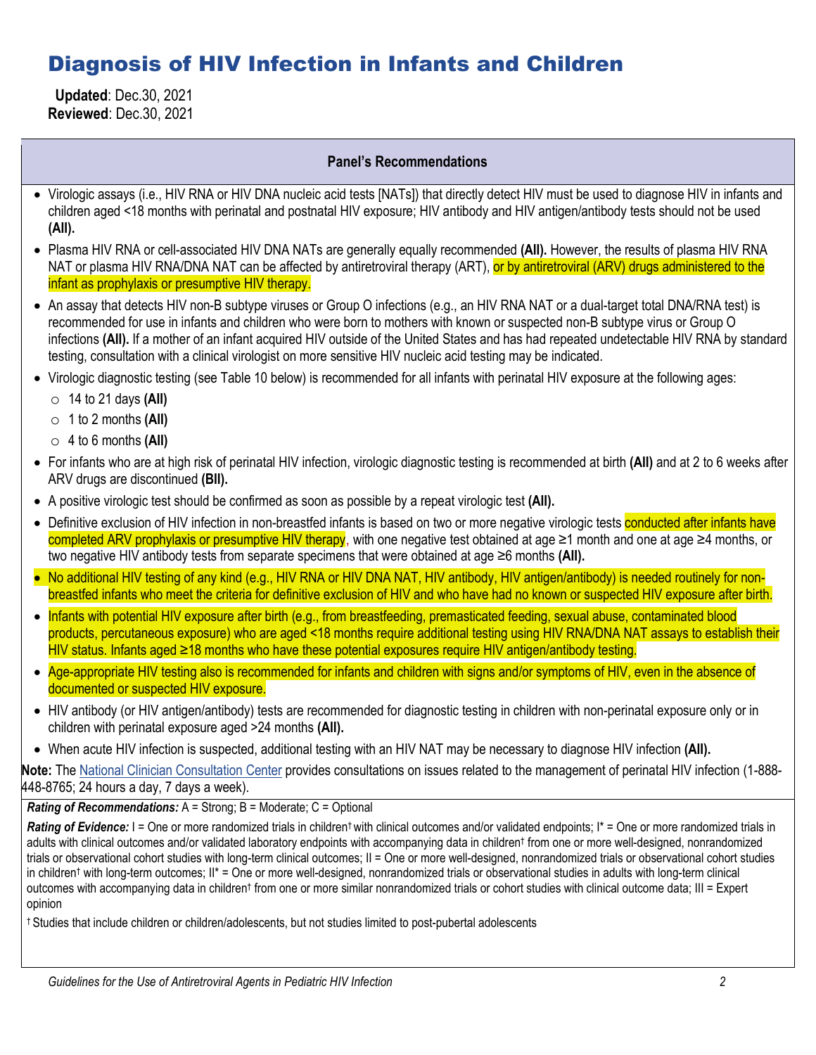# Diagnosis of HIV Infection in Infants and Children

**Updated**: Dec.30, 2021
**Reviewed**: Dec.30, 2021

## Panel's Recommendations

- Virologic assays (i.e., HIV RNA or HIV DNA nucleic acid tests [NATs]) that directly detect HIV must be used to diagnose HIV in infants and children aged <18 months with perinatal and postnatal HIV exposure; HIV antibody and HIV antigen/antibody tests should not be used **(AII).**
- Plasma HIV RNA or cell-associated HIV DNA NATs are generally equally recommended **(AII).** However, the results of plasma HIV RNA NAT or plasma HIV RNA/DNA NAT can be affected by antiretroviral therapy (ART), or by antiretroviral (ARV) drugs administered to the infant as prophylaxis or presumptive HIV therapy.
- An assay that detects HIV non-B subtype viruses or Group O infections (e.g., an HIV RNA NAT or a dual-target total DNA/RNA test) is recommended for use in infants and children who were born to mothers with known or suspected non-B subtype virus or Group O infections **(AII).** If a mother of an infant acquired HIV outside of the United States and has had repeated undetectable HIV RNA by standard testing, consultation with a clinical virologist on more sensitive HIV nucleic acid testing may be indicated.
- Virologic diagnostic testing (see Table 10 below) is recommended for all infants with perinatal HIV exposure at the following ages:
  - 14 to 21 days **(AII)**
  - 1 to 2 months **(AII)**
  - 4 to 6 months **(AII)**
- For infants who are at high risk of perinatal HIV infection, virologic diagnostic testing is recommended at birth **(AII)** and at 2 to 6 weeks after ARV drugs are discontinued **(BII).**
- A positive virologic test should be confirmed as soon as possible by a repeat virologic test **(AII).**
- Definitive exclusion of HIV infection in non-breastfed infants is based on two or more negative virologic tests conducted after infants have completed ARV prophylaxis or presumptive HIV therapy, with one negative test obtained at age ≥1 month and one at age ≥4 months, or two negative HIV antibody tests from separate specimens that were obtained at age ≥6 months **(AII).**
- No additional HIV testing of any kind (e.g., HIV RNA or HIV DNA NAT, HIV antibody, HIV antigen/antibody) is needed routinely for non-breastfed infants who meet the criteria for definitive exclusion of HIV and who have had no known or suspected HIV exposure after birth.
- Infants with potential HIV exposure after birth (e.g., from breastfeeding, premasticated feeding, sexual abuse, contaminated blood products, percutaneous exposure) who are aged <18 months require additional testing using HIV RNA/DNA NAT assays to establish their HIV status. Infants aged ≥18 months who have these potential exposures require HIV antigen/antibody testing.
- Age-appropriate HIV testing also is recommended for infants and children with signs and/or symptoms of HIV, even in the absence of documented or suspected HIV exposure.
- HIV antibody (or HIV antigen/antibody) tests are recommended for diagnostic testing in children with non-perinatal exposure only or in children with perinatal exposure aged >24 months **(AII).**
- When acute HIV infection is suspected, additional testing with an HIV NAT may be necessary to diagnose HIV infection **(AII).**

**Note:** The National Clinician Consultation Center provides consultations on issues related to the management of perinatal HIV infection (1-888-448-8765; 24 hours a day, 7 days a week).

***Rating of Recommendations:*** A = Strong; B = Moderate; C = Optional

***Rating of Evidence:*** I = One or more randomized trials in children† with clinical outcomes and/or validated endpoints; I* = One or more randomized trials in adults with clinical outcomes and/or validated laboratory endpoints with accompanying data in children† from one or more well-designed, nonrandomized trials or observational cohort studies with long-term clinical outcomes; II = One or more well-designed, nonrandomized trials or observational cohort studies in children† with long-term outcomes; II* = One or more well-designed, nonrandomized trials or observational studies in adults with long-term clinical outcomes with accompanying data in children† from one or more similar nonrandomized trials or cohort studies with clinical outcome data; III = Expert opinion

† Studies that include children or children/adolescents, but not studies limited to post-pubertal adolescents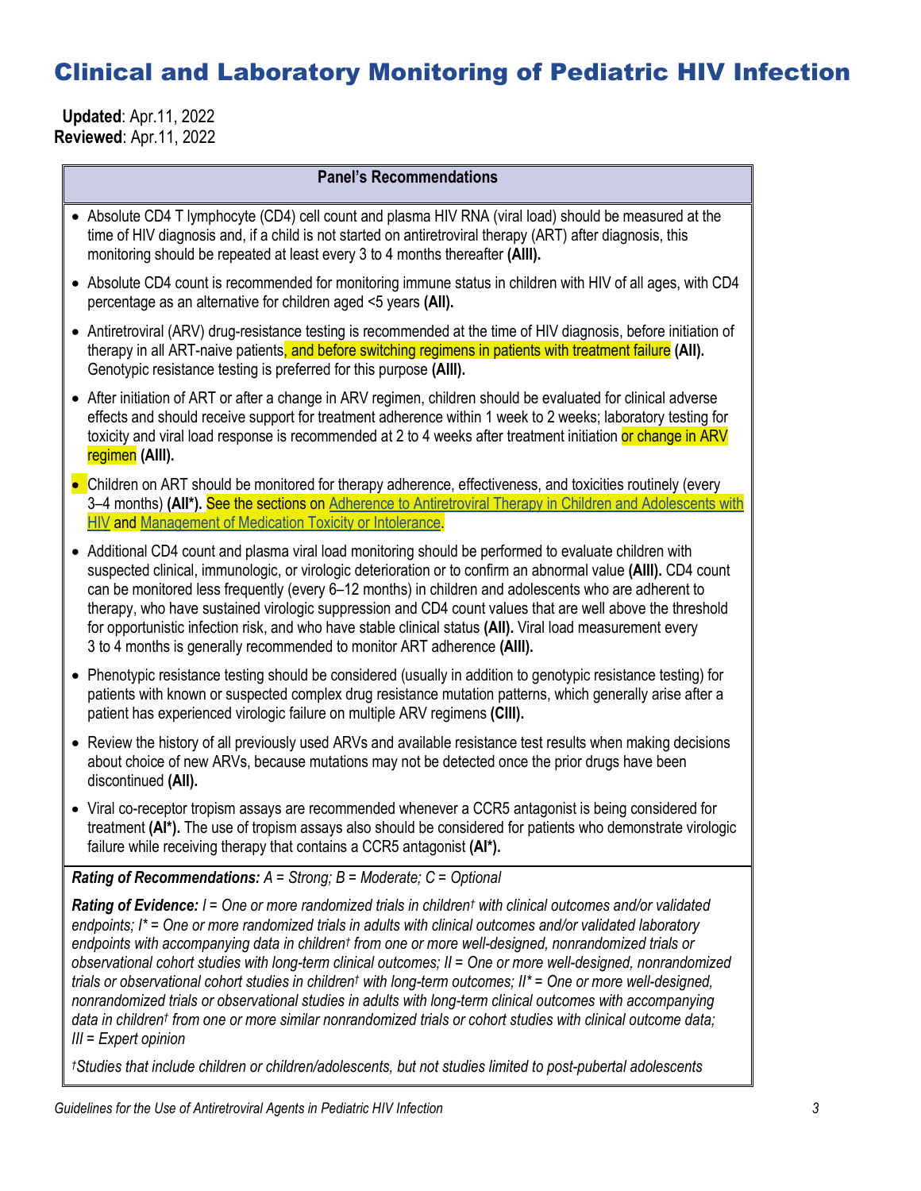# Clinical and Laboratory Monitoring of Pediatric HIV Infection

**Updated**: Apr.11, 2022
**Reviewed**: Apr.11, 2022

**Panel's Recommendations**

- Absolute CD4 T lymphocyte (CD4) cell count and plasma HIV RNA (viral load) should be measured at the time of HIV diagnosis and, if a child is not started on antiretroviral therapy (ART) after diagnosis, this monitoring should be repeated at least every 3 to 4 months thereafter **(AIII).**
- Absolute CD4 count is recommended for monitoring immune status in children with HIV of all ages, with CD4 percentage as an alternative for children aged <5 years **(AII).**
- Antiretroviral (ARV) drug-resistance testing is recommended at the time of HIV diagnosis, before initiation of therapy in all ART-naive patients, and before switching regimens in patients with treatment failure **(AII).** Genotypic resistance testing is preferred for this purpose **(AIII).**
- After initiation of ART or after a change in ARV regimen, children should be evaluated for clinical adverse effects and should receive support for treatment adherence within 1 week to 2 weeks; laboratory testing for toxicity and viral load response is recommended at 2 to 4 weeks after treatment initiation or change in ARV regimen **(AIII).**
- Children on ART should be monitored for therapy adherence, effectiveness, and toxicities routinely (every 3–4 months) **(AII\*).** See the sections on Adherence to Antiretroviral Therapy in Children and Adolescents with HIV and Management of Medication Toxicity or Intolerance.
- Additional CD4 count and plasma viral load monitoring should be performed to evaluate children with suspected clinical, immunologic, or virologic deterioration or to confirm an abnormal value **(AIII).** CD4 count can be monitored less frequently (every 6–12 months) in children and adolescents who are adherent to therapy, who have sustained virologic suppression and CD4 count values that are well above the threshold for opportunistic infection risk, and who have stable clinical status **(AII).** Viral load measurement every 3 to 4 months is generally recommended to monitor ART adherence **(AIII).**
- Phenotypic resistance testing should be considered (usually in addition to genotypic resistance testing) for patients with known or suspected complex drug resistance mutation patterns, which generally arise after a patient has experienced virologic failure on multiple ARV regimens **(CIII).**
- Review the history of all previously used ARVs and available resistance test results when making decisions about choice of new ARVs, because mutations may not be detected once the prior drugs have been discontinued **(AII).**
- Viral co-receptor tropism assays are recommended whenever a CCR5 antagonist is being considered for treatment **(AI\*).** The use of tropism assays also should be considered for patients who demonstrate virologic failure while receiving therapy that contains a CCR5 antagonist **(AI\*).**

***Rating of Recommendations:*** *A = Strong; B = Moderate; C = Optional*

***Rating of Evidence:*** *I = One or more randomized trials in children† with clinical outcomes and/or validated endpoints; I\* = One or more randomized trials in adults with clinical outcomes and/or validated laboratory endpoints with accompanying data in children† from one or more well-designed, nonrandomized trials or observational cohort studies with long-term clinical outcomes; II = One or more well-designed, nonrandomized trials or observational cohort studies in children† with long-term outcomes; II\* = One or more well-designed, nonrandomized trials or observational studies in adults with long-term clinical outcomes with accompanying data in children† from one or more similar nonrandomized trials or cohort studies with clinical outcome data; III = Expert opinion*

*†Studies that include children or children/adolescents, but not studies limited to post-pubertal adolescents*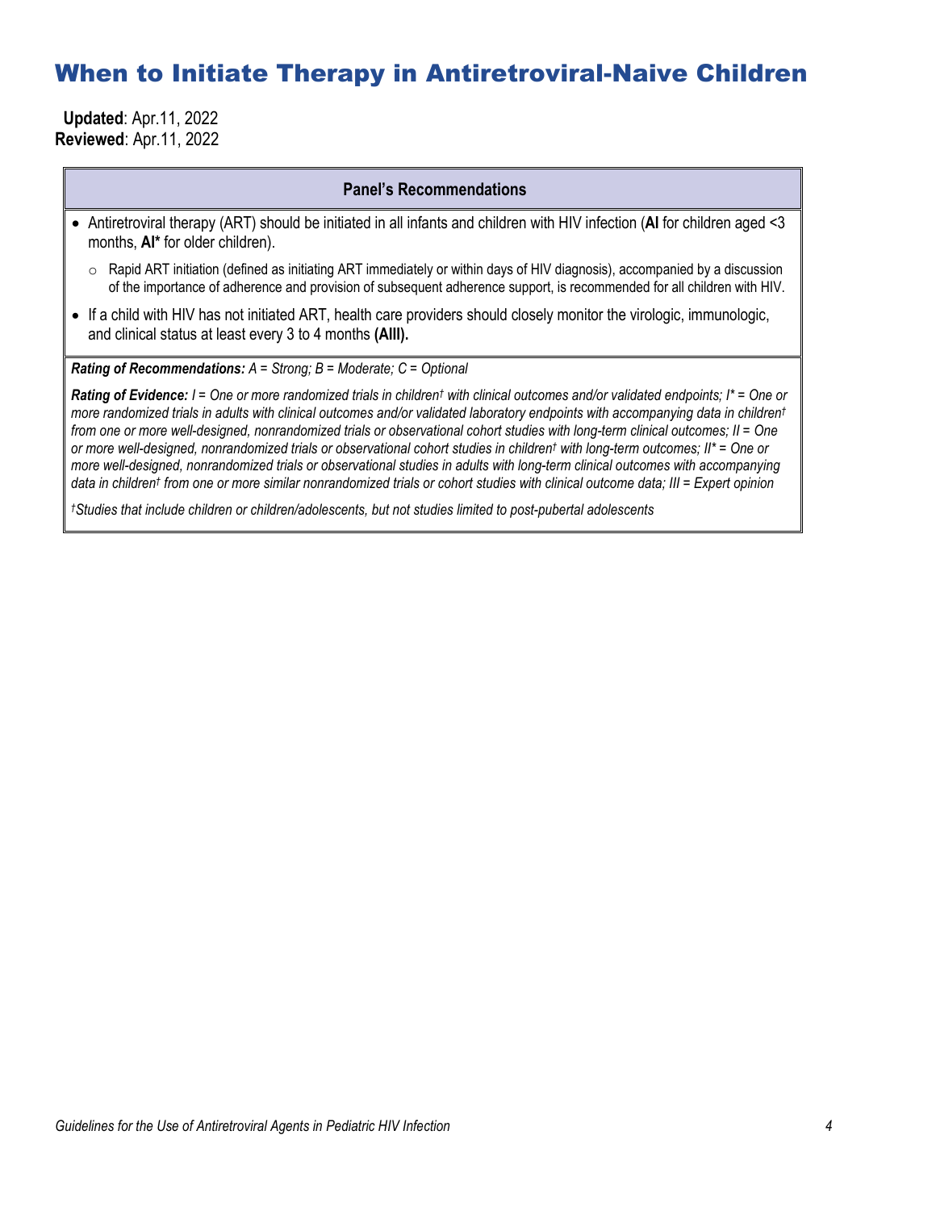# When to Initiate Therapy in Antiretroviral-Naive Children

**Updated**: Apr.11, 2022
**Reviewed**: Apr.11, 2022

| **Panel's Recommendations** |
|---|
| • Antiretroviral therapy (ART) should be initiated in all infants and children with HIV infection (**AI** for children aged <3 months, **AI*** for older children).<br>  ○ Rapid ART initiation (defined as initiating ART immediately or within days of HIV diagnosis), accompanied by a discussion of the importance of adherence and provision of subsequent adherence support, is recommended for all children with HIV.<br>• If a child with HIV has not initiated ART, health care providers should closely monitor the virologic, immunologic, and clinical status at least every 3 to 4 months **(AIII).** |
| ***Rating of Recommendations:*** *A = Strong; B = Moderate; C = Optional*<br><br>***Rating of Evidence:*** *I = One or more randomized trials in children† with clinical outcomes and/or validated endpoints; I* = One or more randomized trials in adults with clinical outcomes and/or validated laboratory endpoints with accompanying data in children† from one or more well-designed, nonrandomized trials or observational cohort studies with long-term clinical outcomes; II = One or more well-designed, nonrandomized trials or observational cohort studies in children† with long-term outcomes; II* = One or more well-designed, nonrandomized trials or observational studies in adults with long-term clinical outcomes with accompanying data in children† from one or more similar nonrandomized trials or cohort studies with clinical outcome data; III = Expert opinion*<br><br>*†Studies that include children or children/adolescents, but not studies limited to post-pubertal adolescents* |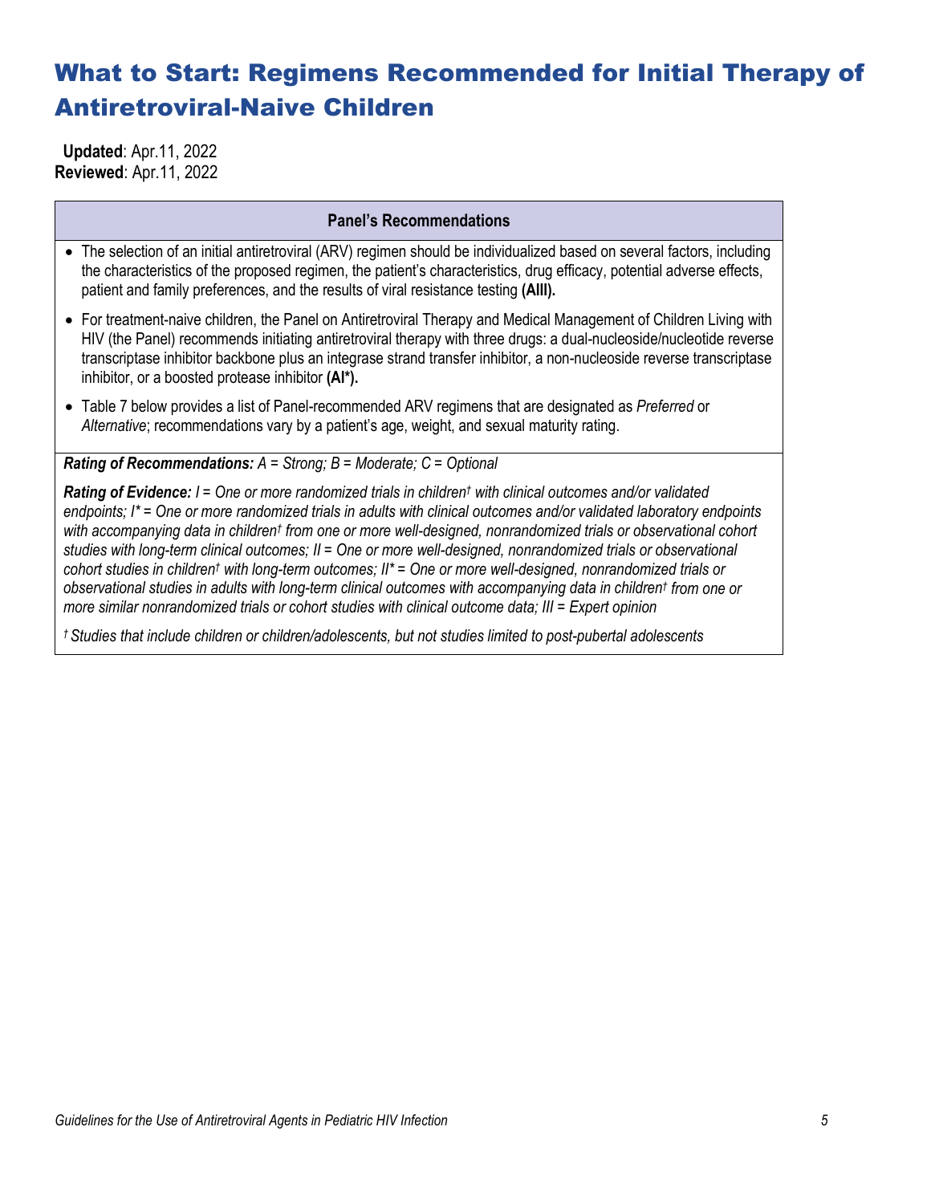# What to Start: Regimens Recommended for Initial Therapy of Antiretroviral-Naive Children

**Updated**: Apr.11, 2022
**Reviewed**: Apr.11, 2022

| Panel's Recommendations |
|---|
| • The selection of an initial antiretroviral (ARV) regimen should be individualized based on several factors, including the characteristics of the proposed regimen, the patient's characteristics, drug efficacy, potential adverse effects, patient and family preferences, and the results of viral resistance testing **(AIII).**<br>• For treatment-naive children, the Panel on Antiretroviral Therapy and Medical Management of Children Living with HIV (the Panel) recommends initiating antiretroviral therapy with three drugs: a dual-nucleoside/nucleotide reverse transcriptase inhibitor backbone plus an integrase strand transfer inhibitor, a non-nucleoside reverse transcriptase inhibitor, or a boosted protease inhibitor **(AI*).**<br>• Table 7 below provides a list of Panel-recommended ARV regimens that are designated as *Preferred* or *Alternative*; recommendations vary by a patient's age, weight, and sexual maturity rating. |
| ***Rating of Recommendations:*** *A = Strong; B = Moderate; C = Optional*<br><br>***Rating of Evidence:*** *I = One or more randomized trials in children† with clinical outcomes and/or validated endpoints; I* = One or more randomized trials in adults with clinical outcomes and/or validated laboratory endpoints with accompanying data in children† from one or more well-designed, nonrandomized trials or observational cohort studies with long-term clinical outcomes; II = One or more well-designed, nonrandomized trials or observational cohort studies in children† with long-term outcomes; II* = One or more well-designed, nonrandomized trials or observational studies in adults with long-term clinical outcomes with accompanying data in children† from one or more similar nonrandomized trials or cohort studies with clinical outcome data; III = Expert opinion*<br><br>*† Studies that include children or children/adolescents, but not studies limited to post-pubertal adolescents* |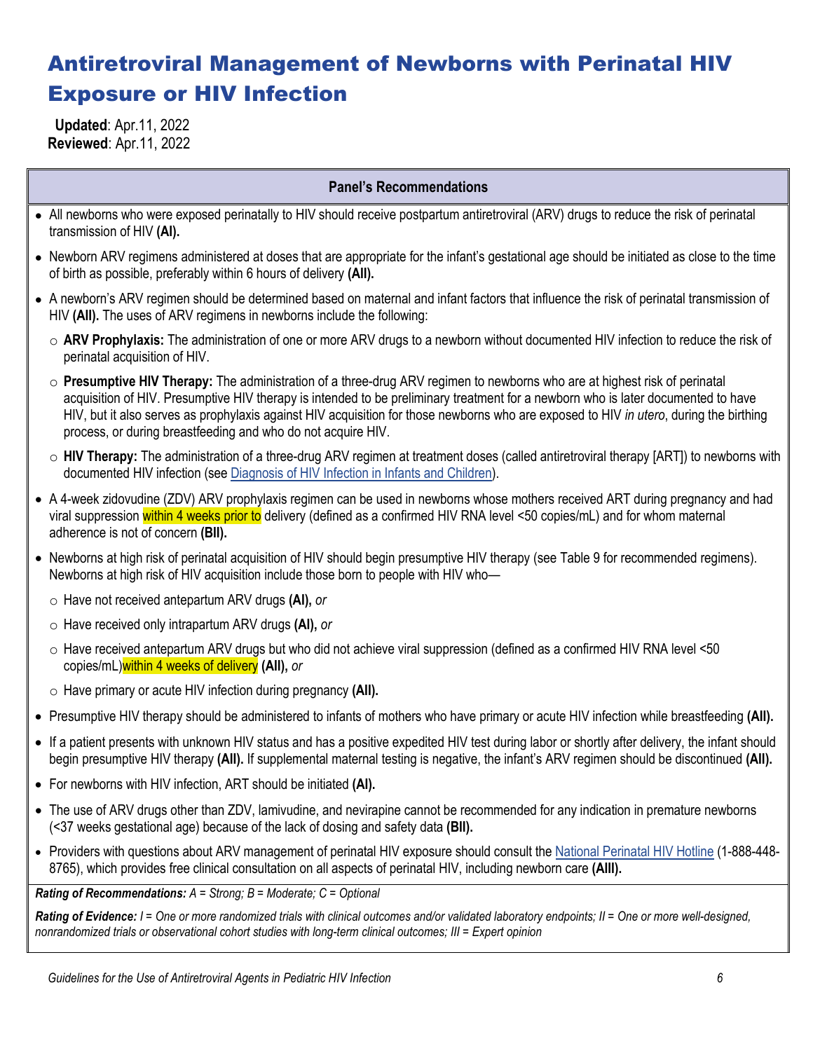# Antiretroviral Management of Newborns with Perinatal HIV Exposure or HIV Infection

**Updated**: Apr.11, 2022
**Reviewed**: Apr.11, 2022

## Panel's Recommendations

- All newborns who were exposed perinatally to HIV should receive postpartum antiretroviral (ARV) drugs to reduce the risk of perinatal transmission of HIV **(AI).**
- Newborn ARV regimens administered at doses that are appropriate for the infant's gestational age should be initiated as close to the time of birth as possible, preferably within 6 hours of delivery **(AII).**
- A newborn's ARV regimen should be determined based on maternal and infant factors that influence the risk of perinatal transmission of HIV **(AII).** The uses of ARV regimens in newborns include the following:
  - **ARV Prophylaxis:** The administration of one or more ARV drugs to a newborn without documented HIV infection to reduce the risk of perinatal acquisition of HIV.
  - **Presumptive HIV Therapy:** The administration of a three-drug ARV regimen to newborns who are at highest risk of perinatal acquisition of HIV. Presumptive HIV therapy is intended to be preliminary treatment for a newborn who is later documented to have HIV, but it also serves as prophylaxis against HIV acquisition for those newborns who are exposed to HIV *in utero*, during the birthing process, or during breastfeeding and who do not acquire HIV.
  - **HIV Therapy:** The administration of a three-drug ARV regimen at treatment doses (called antiretroviral therapy [ART]) to newborns with documented HIV infection (see Diagnosis of HIV Infection in Infants and Children).
- A 4-week zidovudine (ZDV) ARV prophylaxis regimen can be used in newborns whose mothers received ART during pregnancy and had viral suppression within 4 weeks prior to delivery (defined as a confirmed HIV RNA level <50 copies/mL) and for whom maternal adherence is not of concern **(BII).**
- Newborns at high risk of perinatal acquisition of HIV should begin presumptive HIV therapy (see Table 9 for recommended regimens). Newborns at high risk of HIV acquisition include those born to people with HIV who—
  - Have not received antepartum ARV drugs **(AI),** *or*
  - Have received only intrapartum ARV drugs **(AI),** *or*
  - Have received antepartum ARV drugs but who did not achieve viral suppression (defined as a confirmed HIV RNA level <50 copies/mL)within 4 weeks of delivery **(AII),** *or*
  - Have primary or acute HIV infection during pregnancy **(AII).**
- Presumptive HIV therapy should be administered to infants of mothers who have primary or acute HIV infection while breastfeeding **(AII).**
- If a patient presents with unknown HIV status and has a positive expedited HIV test during labor or shortly after delivery, the infant should begin presumptive HIV therapy **(AII).** If supplemental maternal testing is negative, the infant's ARV regimen should be discontinued **(AII).**
- For newborns with HIV infection, ART should be initiated **(AI).**
- The use of ARV drugs other than ZDV, lamivudine, and nevirapine cannot be recommended for any indication in premature newborns (<37 weeks gestational age) because of the lack of dosing and safety data **(BII).**
- Providers with questions about ARV management of perinatal HIV exposure should consult the National Perinatal HIV Hotline (1-888-448-8765), which provides free clinical consultation on all aspects of perinatal HIV, including newborn care **(AIII).**

***Rating of Recommendations:** A = Strong; B = Moderate; C = Optional*

***Rating of Evidence:** I = One or more randomized trials with clinical outcomes and/or validated laboratory endpoints; II = One or more well-designed, nonrandomized trials or observational cohort studies with long-term clinical outcomes; III = Expert opinion*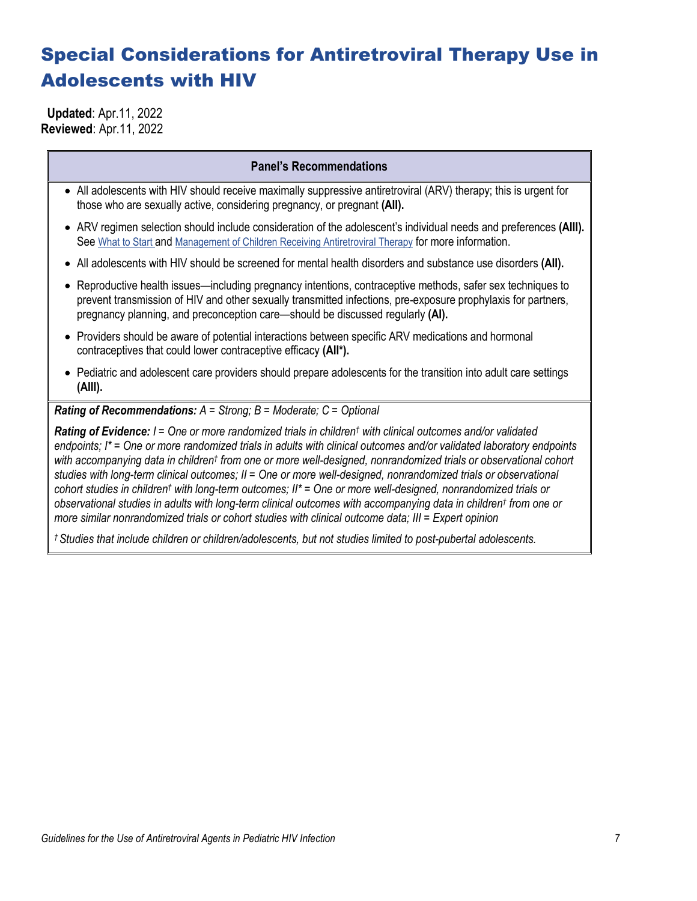# Special Considerations for Antiretroviral Therapy Use in Adolescents with HIV

**Updated**: Apr.11, 2022
**Reviewed**: Apr.11, 2022

| Panel's Recommendations |
|---|
| • All adolescents with HIV should receive maximally suppressive antiretroviral (ARV) therapy; this is urgent for those who are sexually active, considering pregnancy, or pregnant **(AII).**<br>• ARV regimen selection should include consideration of the adolescent's individual needs and preferences **(AIII).** See What to Start and Management of Children Receiving Antiretroviral Therapy for more information.<br>• All adolescents with HIV should be screened for mental health disorders and substance use disorders **(AII).**<br>• Reproductive health issues—including pregnancy intentions, contraceptive methods, safer sex techniques to prevent transmission of HIV and other sexually transmitted infections, pre-exposure prophylaxis for partners, pregnancy planning, and preconception care—should be discussed regularly **(AI).**<br>• Providers should be aware of potential interactions between specific ARV medications and hormonal contraceptives that could lower contraceptive efficacy **(AII\*).**<br>• Pediatric and adolescent care providers should prepare adolescents for the transition into adult care settings **(AIII).** |
| ***Rating of Recommendations:*** *A = Strong; B = Moderate; C = Optional*<br><br>***Rating of Evidence:*** *I = One or more randomized trials in children† with clinical outcomes and/or validated endpoints; I\* = One or more randomized trials in adults with clinical outcomes and/or validated laboratory endpoints with accompanying data in children† from one or more well-designed, nonrandomized trials or observational cohort studies with long-term clinical outcomes; II = One or more well-designed, nonrandomized trials or observational cohort studies in children† with long-term outcomes; II\* = One or more well-designed, nonrandomized trials or observational studies in adults with long-term clinical outcomes with accompanying data in children† from one or more similar nonrandomized trials or cohort studies with clinical outcome data; III = Expert opinion*<br><br>*† Studies that include children or children/adolescents, but not studies limited to post-pubertal adolescents.* |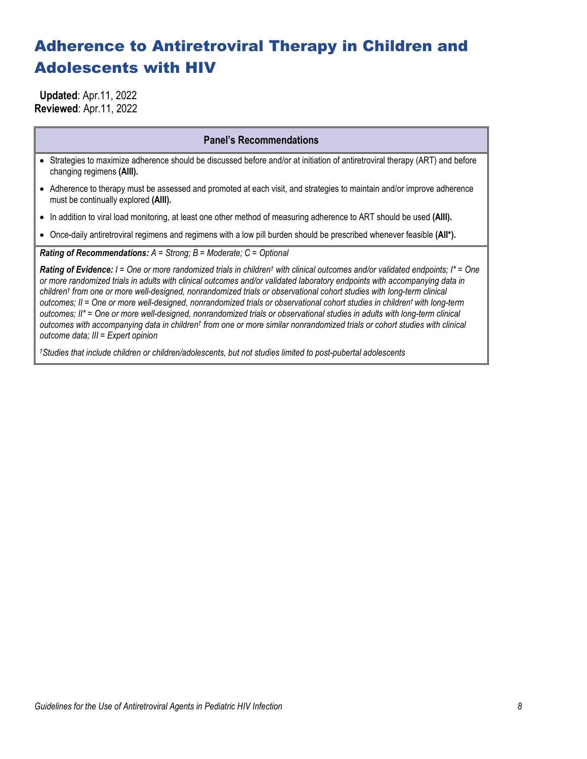# Adherence to Antiretroviral Therapy in Children and Adolescents with HIV

**Updated**: Apr.11, 2022
**Reviewed**: Apr.11, 2022

| Panel's Recommendations |
|---|
| • Strategies to maximize adherence should be discussed before and/or at initiation of antiretroviral therapy (ART) and before changing regimens **(AIII).**<br>• Adherence to therapy must be assessed and promoted at each visit, and strategies to maintain and/or improve adherence must be continually explored **(AIII).**<br>• In addition to viral load monitoring, at least one other method of measuring adherence to ART should be used **(AIII).**<br>• Once-daily antiretroviral regimens and regimens with a low pill burden should be prescribed whenever feasible **(AII*).** |
| ***Rating of Recommendations:*** *A = Strong; B = Moderate; C = Optional*<br><br>***Rating of Evidence:*** *I = One or more randomized trials in children† with clinical outcomes and/or validated endpoints; I* = One or more randomized trials in adults with clinical outcomes and/or validated laboratory endpoints with accompanying data in children† from one or more well-designed, nonrandomized trials or observational cohort studies with long-term clinical outcomes; II = One or more well-designed, nonrandomized trials or observational cohort studies in children† with long-term outcomes; II* = One or more well-designed, nonrandomized trials or observational studies in adults with long-term clinical outcomes with accompanying data in children† from one or more similar nonrandomized trials or cohort studies with clinical outcome data; III = Expert opinion*<br><br>*†Studies that include children or children/adolescents, but not studies limited to post-pubertal adolescents* |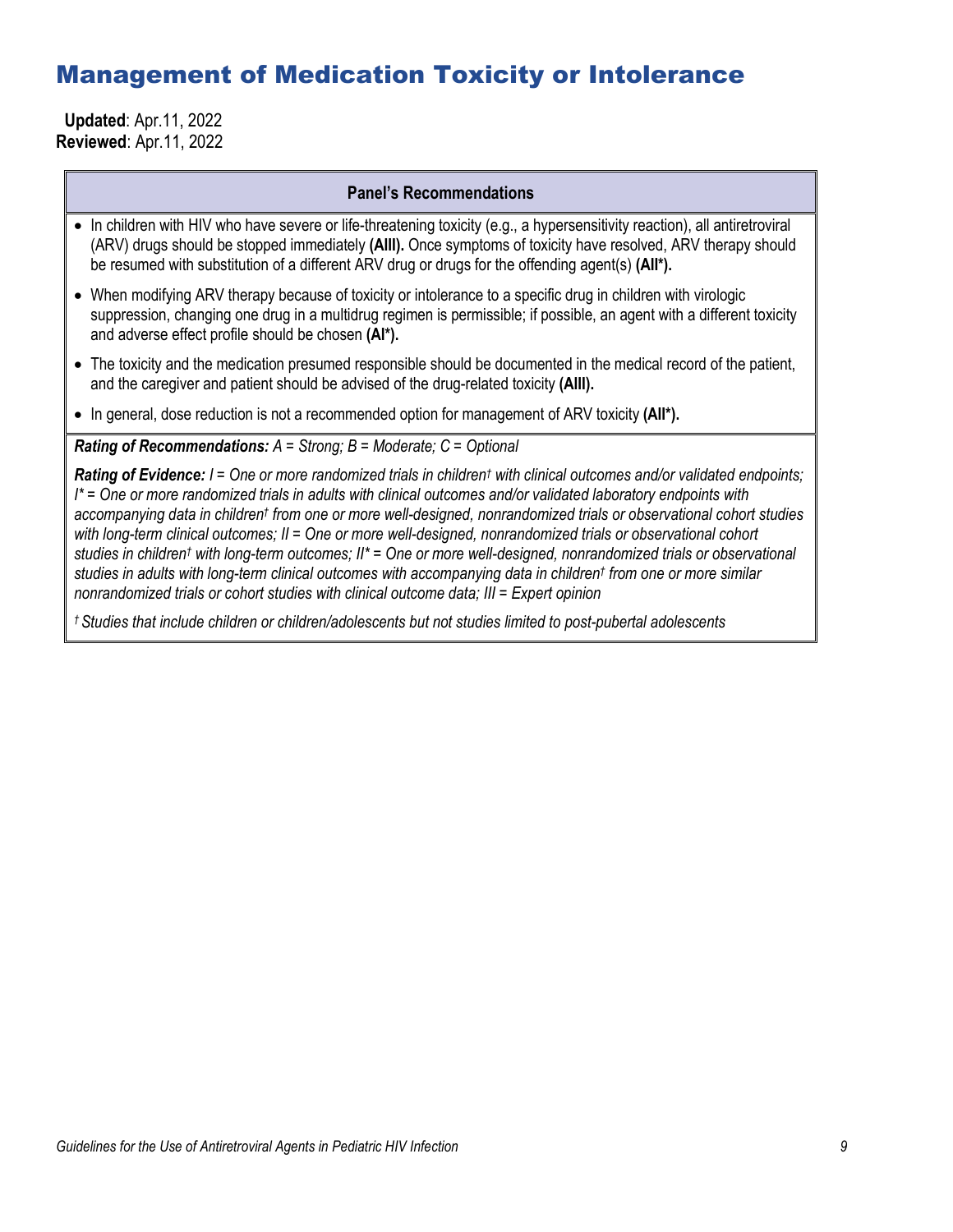# Management of Medication Toxicity or Intolerance

**Updated**: Apr.11, 2022
**Reviewed**: Apr.11, 2022

**Panel's Recommendations**

- In children with HIV who have severe or life-threatening toxicity (e.g., a hypersensitivity reaction), all antiretroviral (ARV) drugs should be stopped immediately **(AIII).** Once symptoms of toxicity have resolved, ARV therapy should be resumed with substitution of a different ARV drug or drugs for the offending agent(s) **(AII*).**
- When modifying ARV therapy because of toxicity or intolerance to a specific drug in children with virologic suppression, changing one drug in a multidrug regimen is permissible; if possible, an agent with a different toxicity and adverse effect profile should be chosen **(AI*).**
- The toxicity and the medication presumed responsible should be documented in the medical record of the patient, and the caregiver and patient should be advised of the drug-related toxicity **(AIII).**
- In general, dose reduction is not a recommended option for management of ARV toxicity **(AII*).**

***Rating of Recommendations:*** *A = Strong; B = Moderate; C = Optional*

***Rating of Evidence:*** *I = One or more randomized trials in children† with clinical outcomes and/or validated endpoints; I* = One or more randomized trials in adults with clinical outcomes and/or validated laboratory endpoints with accompanying data in children† from one or more well-designed, nonrandomized trials or observational cohort studies with long-term clinical outcomes; II = One or more well-designed, nonrandomized trials or observational cohort studies in children† with long-term outcomes; II* = One or more well-designed, nonrandomized trials or observational studies in adults with long-term clinical outcomes with accompanying data in children† from one or more similar nonrandomized trials or cohort studies with clinical outcome data; III = Expert opinion*

*† Studies that include children or children/adolescents but not studies limited to post-pubertal adolescents*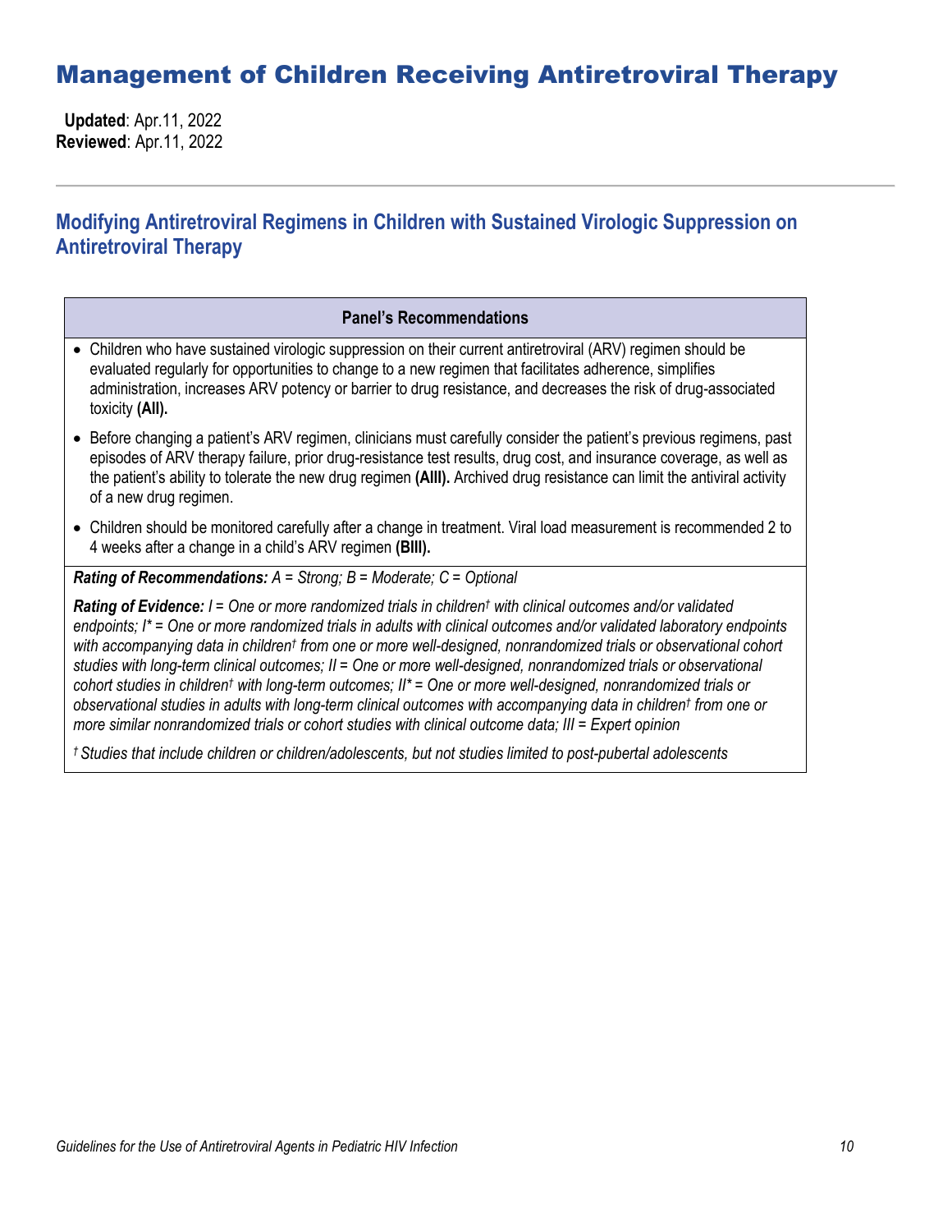# Management of Children Receiving Antiretroviral Therapy

**Updated**: Apr.11, 2022
**Reviewed**: Apr.11, 2022

## Modifying Antiretroviral Regimens in Children with Sustained Virologic Suppression on Antiretroviral Therapy

**Panel's Recommendations**

- Children who have sustained virologic suppression on their current antiretroviral (ARV) regimen should be evaluated regularly for opportunities to change to a new regimen that facilitates adherence, simplifies administration, increases ARV potency or barrier to drug resistance, and decreases the risk of drug-associated toxicity **(AII).**
- Before changing a patient's ARV regimen, clinicians must carefully consider the patient's previous regimens, past episodes of ARV therapy failure, prior drug-resistance test results, drug cost, and insurance coverage, as well as the patient's ability to tolerate the new drug regimen **(AIII).** Archived drug resistance can limit the antiviral activity of a new drug regimen.
- Children should be monitored carefully after a change in treatment. Viral load measurement is recommended 2 to 4 weeks after a change in a child's ARV regimen **(BIII).**

***Rating of Recommendations:*** *A = Strong; B = Moderate; C = Optional*

***Rating of Evidence:*** *I = One or more randomized trials in children† with clinical outcomes and/or validated endpoints; I* = One or more randomized trials in adults with clinical outcomes and/or validated laboratory endpoints with accompanying data in children† from one or more well-designed, nonrandomized trials or observational cohort studies with long-term clinical outcomes; II = One or more well-designed, nonrandomized trials or observational cohort studies in children† with long-term outcomes; II* = One or more well-designed, nonrandomized trials or observational studies in adults with long-term clinical outcomes with accompanying data in children† from one or more similar nonrandomized trials or cohort studies with clinical outcome data; III = Expert opinion*

*† Studies that include children or children/adolescents, but not studies limited to post-pubertal adolescents*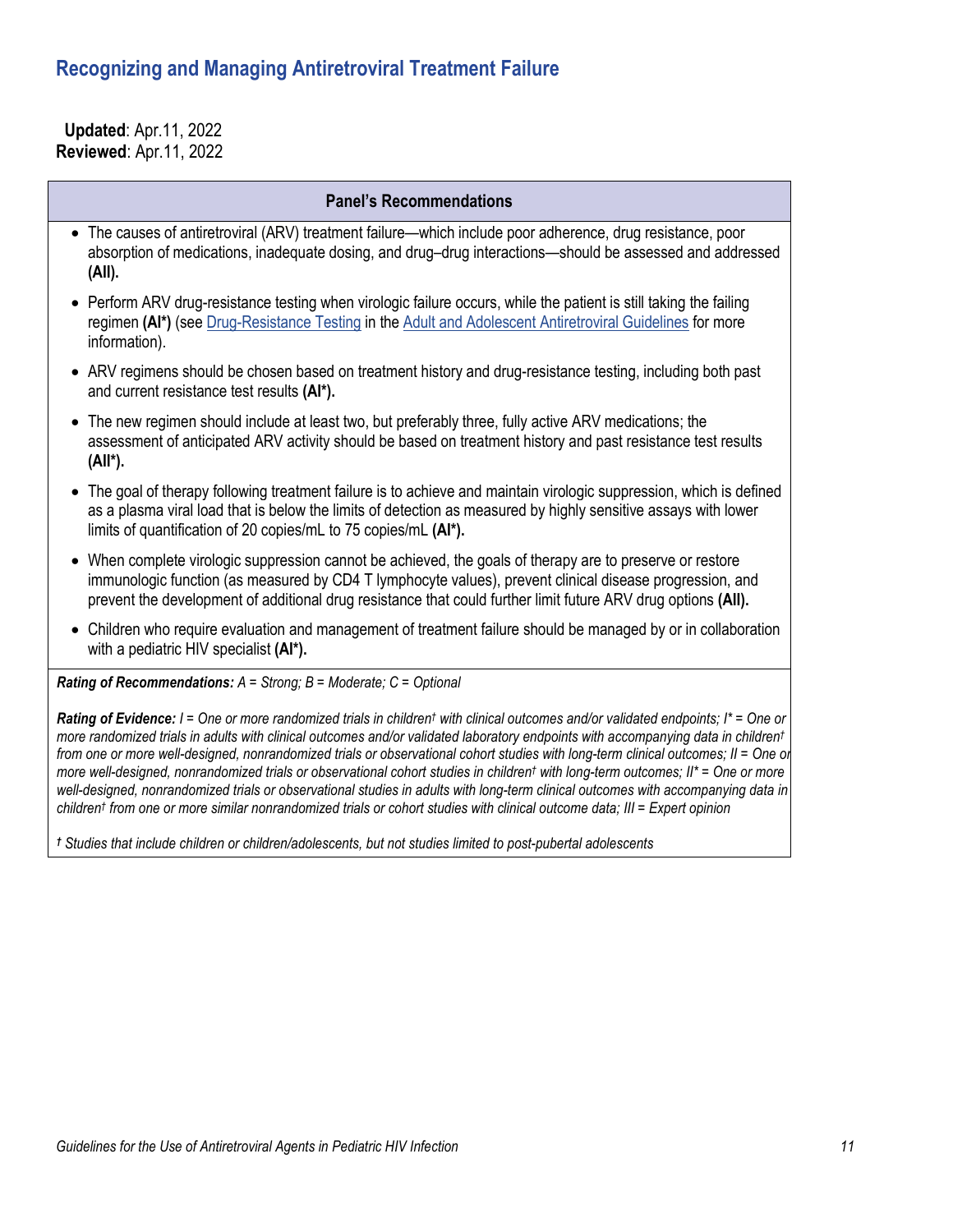## Recognizing and Managing Antiretroviral Treatment Failure

**Updated**: Apr.11, 2022
**Reviewed**: Apr.11, 2022

| Panel's Recommendations |
| --- |
| • The causes of antiretroviral (ARV) treatment failure—which include poor adherence, drug resistance, poor absorption of medications, inadequate dosing, and drug–drug interactions—should be assessed and addressed **(AII).**<br>• Perform ARV drug-resistance testing when virologic failure occurs, while the patient is still taking the failing regimen **(AI*)** (see Drug-Resistance Testing in the Adult and Adolescent Antiretroviral Guidelines for more information).<br>• ARV regimens should be chosen based on treatment history and drug-resistance testing, including both past and current resistance test results **(AI*).**<br>• The new regimen should include at least two, but preferably three, fully active ARV medications; the assessment of anticipated ARV activity should be based on treatment history and past resistance test results **(AII*).**<br>• The goal of therapy following treatment failure is to achieve and maintain virologic suppression, which is defined as a plasma viral load that is below the limits of detection as measured by highly sensitive assays with lower limits of quantification of 20 copies/mL to 75 copies/mL **(AI*).**<br>• When complete virologic suppression cannot be achieved, the goals of therapy are to preserve or restore immunologic function (as measured by CD4 T lymphocyte values), prevent clinical disease progression, and prevent the development of additional drug resistance that could further limit future ARV drug options **(AII).**<br>• Children who require evaluation and management of treatment failure should be managed by or in collaboration with a pediatric HIV specialist **(AI*).** |
| ***Rating of Recommendations:*** *A = Strong; B = Moderate; C = Optional*<br><br>***Rating of Evidence:*** *I = One or more randomized trials in children† with clinical outcomes and/or validated endpoints; I* = One or more randomized trials in adults with clinical outcomes and/or validated laboratory endpoints with accompanying data in children† from one or more well-designed, nonrandomized trials or observational cohort studies with long-term clinical outcomes; II = One or more well-designed, nonrandomized trials or observational cohort studies in children† with long-term outcomes; II* = One or more well-designed, nonrandomized trials or observational studies in adults with long-term clinical outcomes with accompanying data in children† from one or more similar nonrandomized trials or cohort studies with clinical outcome data; III = Expert opinion*<br><br>*† Studies that include children or children/adolescents, but not studies limited to post-pubertal adolescents* |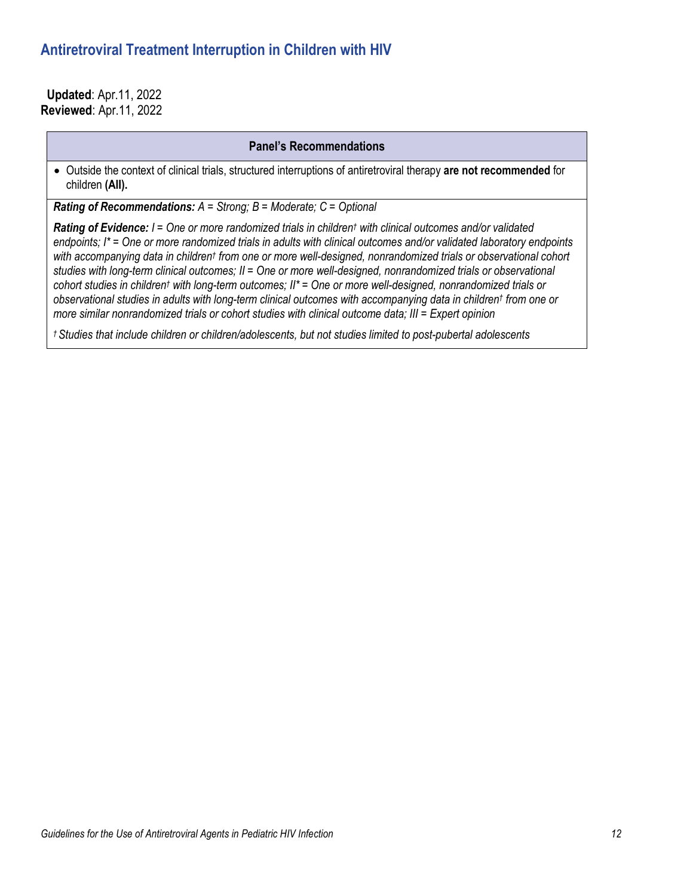## Antiretroviral Treatment Interruption in Children with HIV

**Updated**: Apr.11, 2022
**Reviewed**: Apr.11, 2022

| **Panel's Recommendations** |
| --- |
| • Outside the context of clinical trials, structured interruptions of antiretroviral therapy **are not recommended** for children **(AII).** |
| ***Rating of Recommendations:*** *A = Strong; B = Moderate; C = Optional*<br><br>***Rating of Evidence:*** *I = One or more randomized trials in children† with clinical outcomes and/or validated endpoints; I\* = One or more randomized trials in adults with clinical outcomes and/or validated laboratory endpoints with accompanying data in children† from one or more well-designed, nonrandomized trials or observational cohort studies with long-term clinical outcomes; II = One or more well-designed, nonrandomized trials or observational cohort studies in children† with long-term outcomes; II\* = One or more well-designed, nonrandomized trials or observational studies in adults with long-term clinical outcomes with accompanying data in children† from one or more similar nonrandomized trials or cohort studies with clinical outcome data; III = Expert opinion*<br><br>*† Studies that include children or children/adolescents, but not studies limited to post-pubertal adolescents* |